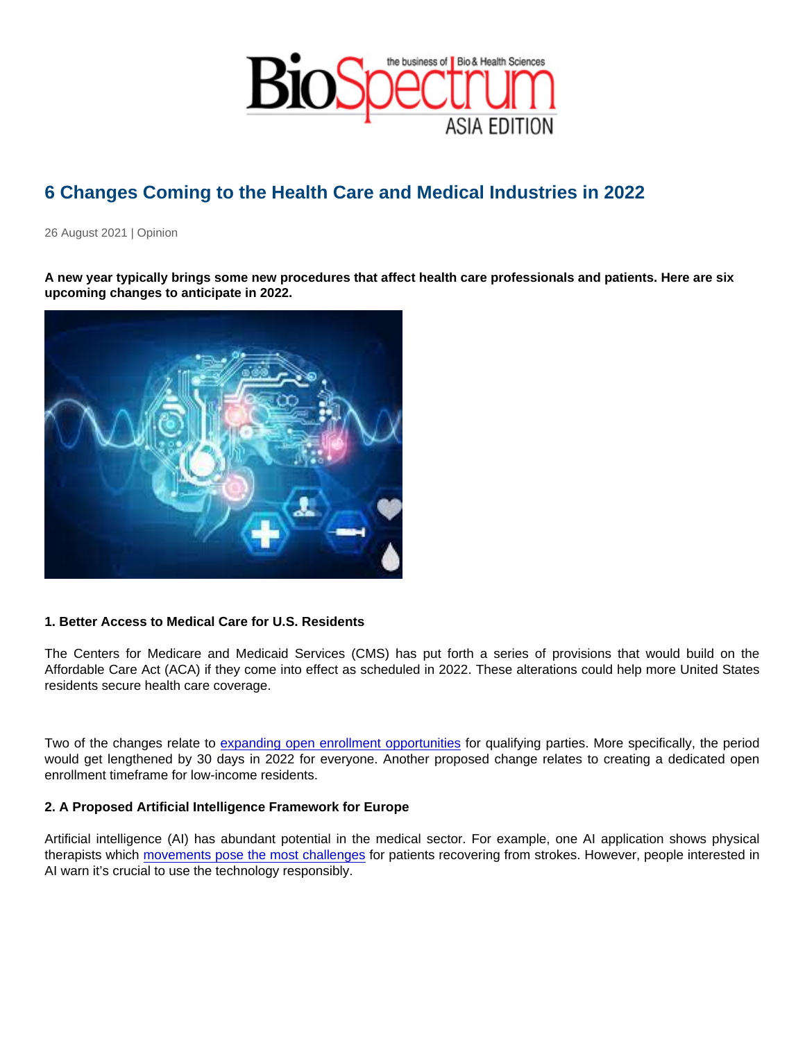# 6 Changes Coming to the Health Care and Medical Industries in 2022

26 August 2021 | Opinion

**A new year typically brings some new procedures that affect health care professionals and patients. Here are six upcoming changes to anticipate in 2022.**

**1. Better Access to Medical Care for U.S. Residents**

The Centers for Medicare and Medicaid Services (CMS) has put forth a series of provisions that would build on the Affordable Care Act (ACA) if they come into effect as scheduled in 2022. These alterations could help more United States residents secure health care coverage.

Two of the changes relate to expanding open enrollment opportunities for qualifying parties. More specifically, the period would get lengthened by 30 days in 2022 for everyone. Another proposed change relates to creating a dedicated open enrollment timeframe for low-income residents.

**2. A Proposed Artificial Intelligence Framework for Europe**

Artificial intelligence (AI) has abundant potential in the medical sector. For example, one AI application shows physical therapists which movements pose the most challenges for patients recovering from strokes. However, people interested in AI warn it's crucial to use the technology responsibly.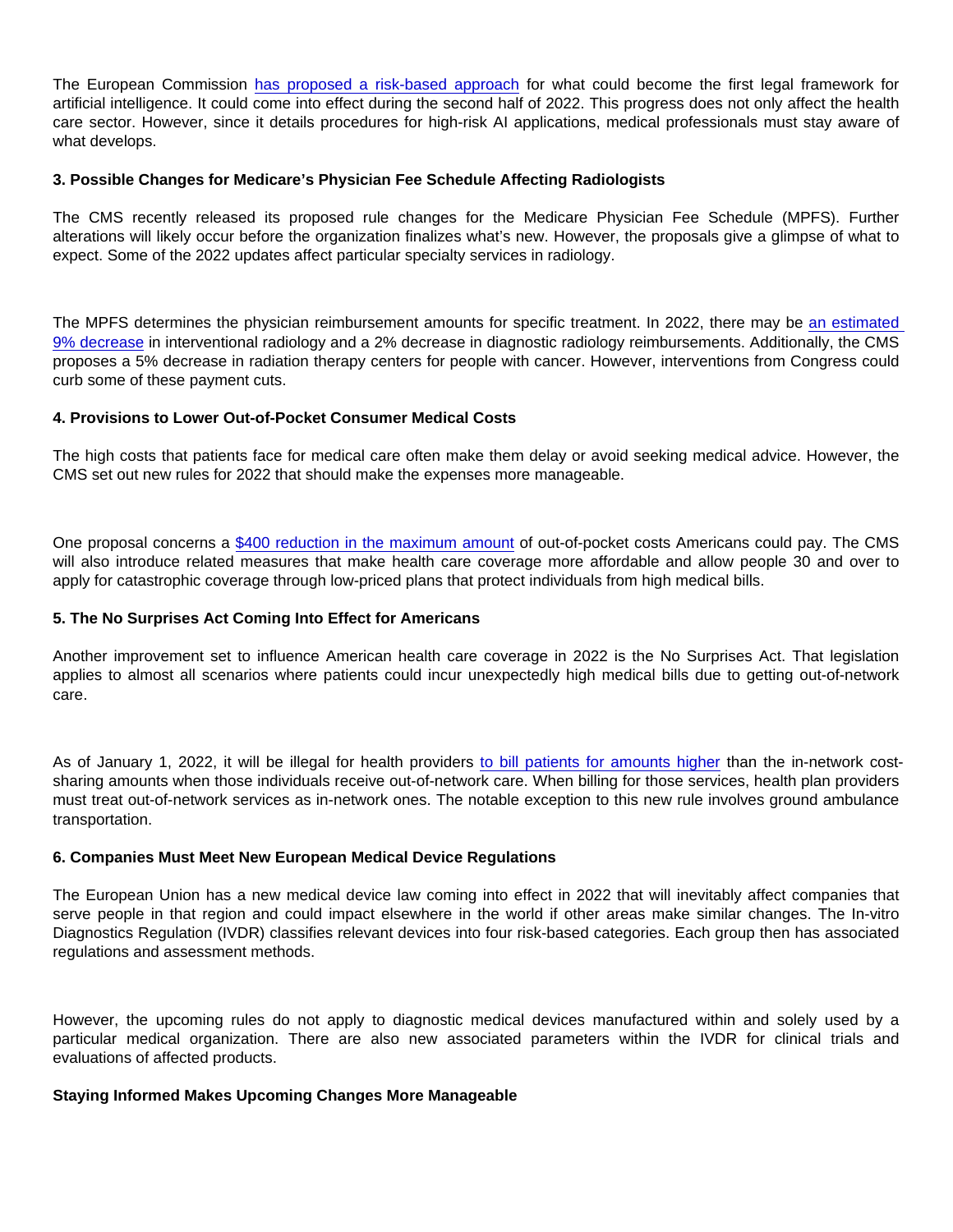The European Commission has proposed a risk-based approach for what could become the first legal framework for artificial intelligence. It could come into effect during the second half of 2022. This progress does not only affect the health care sector. However, since it details procedures for high-risk AI applications, medical professionals must stay aware of what develops.

**3. Possible Changes for Medicare's Physician Fee Schedule Affecting Radiologists**

The CMS recently released its proposed rule changes for the Medicare Physician Fee Schedule (MPFS). Further alterations will likely occur before the organization finalizes what's new. However, the proposals give a glimpse of what to expect. Some of the 2022 updates affect particular specialty services in radiology.

The MPFS determines the physician reimbursement amounts for specific treatment. In 2022, there may be an estimated 9% decrease in interventional radiology and a 2% decrease in diagnostic radiology reimbursements. Additionally, the CMS proposes a 5% decrease in radiation therapy centers for people with cancer. However, interventions from Congress could curb some of these payment cuts.

**4. Provisions to Lower Out-of-Pocket Consumer Medical Costs**

The high costs that patients face for medical care often make them delay or avoid seeking medical advice. However, the CMS set out new rules for 2022 that should make the expenses more manageable.

One proposal concerns a $400 reduction in the maximum amount of out-of-pocket costs Americans could pay. The CMS will also introduce related measures that make health care coverage more affordable and allow people 30 and over to apply for catastrophic coverage through low-priced plans that protect individuals from high medical bills.

**5. The No Surprises Act Coming Into Effect for Americans**

Another improvement set to influence American health care coverage in 2022 is the No Surprises Act. That legislation applies to almost all scenarios where patients could incur unexpectedly high medical bills due to getting out-of-network care.

As of January 1, 2022, it will be illegal for health providers to bill patients for amounts higher than the in-network cost-sharing amounts when those individuals receive out-of-network care. When billing for those services, health plan providers must treat out-of-network services as in-network ones. The notable exception to this new rule involves ground ambulance transportation.

**6. Companies Must Meet New European Medical Device Regulations**

The European Union has a new medical device law coming into effect in 2022 that will inevitably affect companies that serve people in that region and could impact elsewhere in the world if other areas make similar changes. The In-vitro Diagnostics Regulation (IVDR) classifies relevant devices into four risk-based categories. Each group then has associated regulations and assessment methods.

However, the upcoming rules do not apply to diagnostic medical devices manufactured within and solely used by a particular medical organization. There are also new associated parameters within the IVDR for clinical trials and evaluations of affected products.

**Staying Informed Makes Upcoming Changes More Manageable**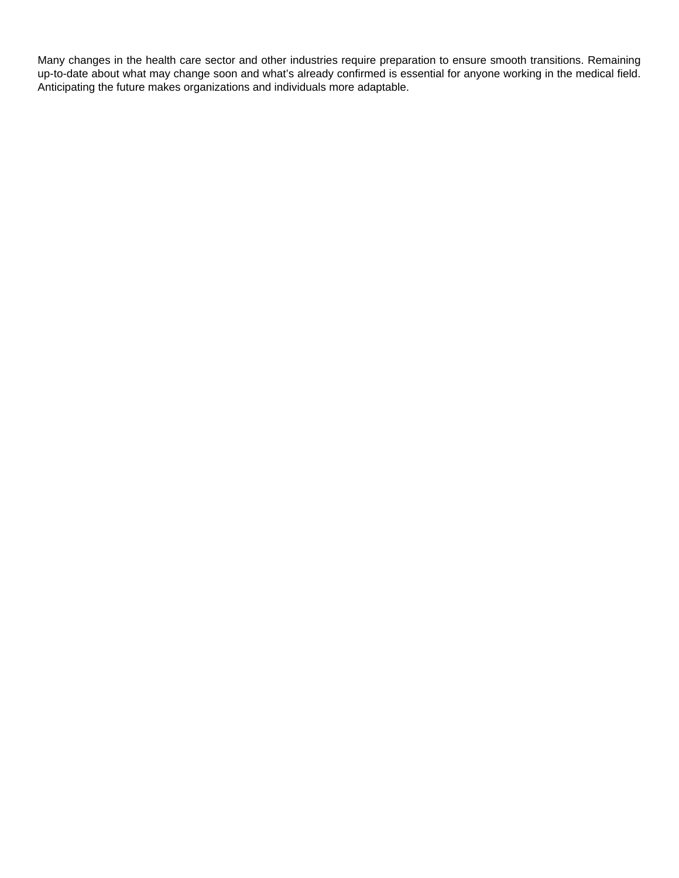Many changes in the health care sector and other industries require preparation to ensure smooth transitions. Remaining up-to-date about what may change soon and what's already confirmed is essential for anyone working in the medical field. Anticipating the future makes organizations and individuals more adaptable.